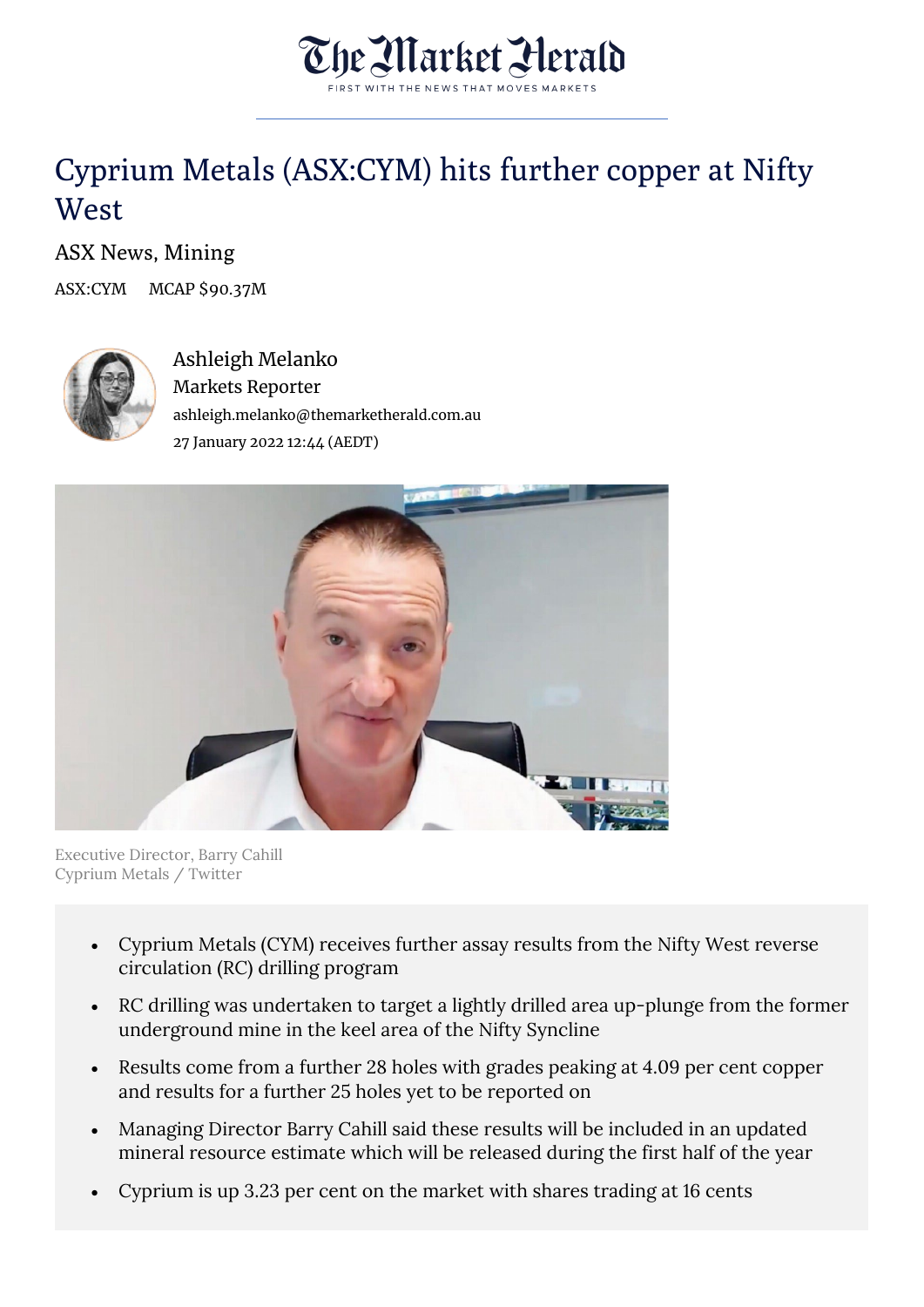# Cyprium Metals (ASX:CYM) hits further copper at Nifty West

ASX News, Mining

ASX:CYM MCAP $90.37M

Ashleigh Melanko
Markets Reporter
ashleigh.melanko@themarketherald.com.au
27 January 2022 12:44 (AEDT)

Executive Director, Barry Cahill
Cyprium Metals / Twitter

- Cyprium Metals (CYM) receives further assay results from the Nifty West reverse circulation (RC) drilling program
- RC drilling was undertaken to target a lightly drilled area up-plunge from the former underground mine in the keel area of the Nifty Syncline
- Results come from a further 28 holes with grades peaking at 4.09 per cent copper and results for a further 25 holes yet to be reported on
- Managing Director Barry Cahill said these results will be included in an updated mineral resource estimate which will be released during the first half of the year
- Cyprium is up 3.23 per cent on the market with shares trading at 16 cents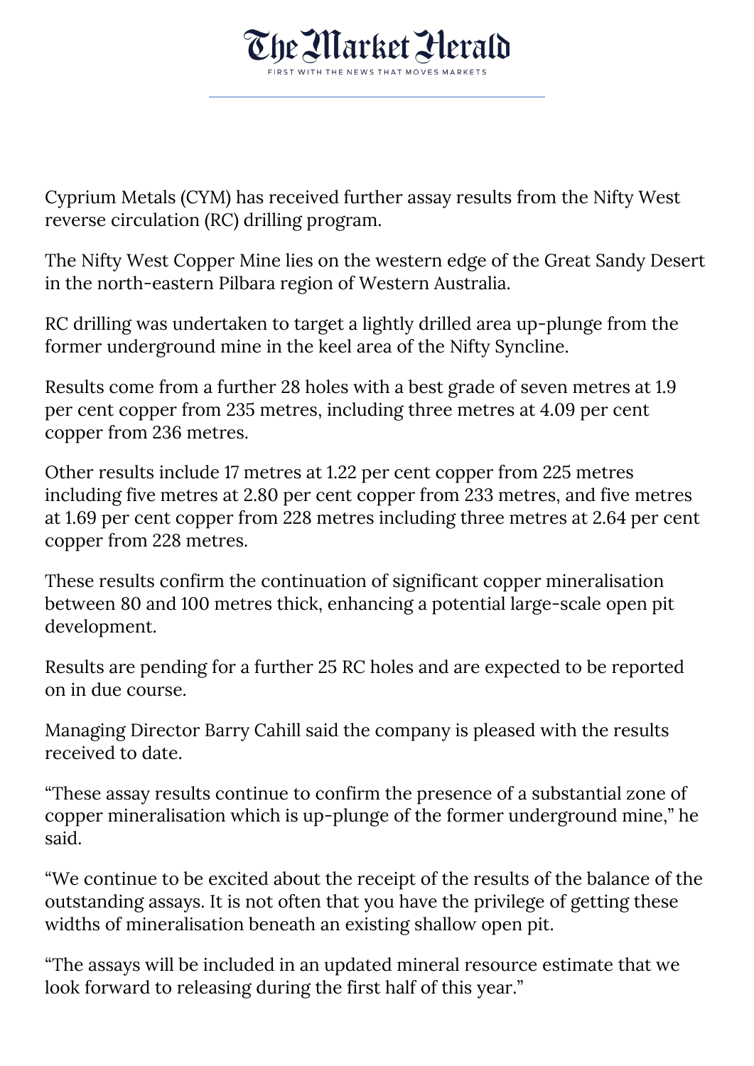Cyprium Metals (CYM) has received further assay results from the Nifty West reverse circulation (RC) drilling program.

The Nifty West Copper Mine lies on the western edge of the Great Sandy Desert in the north-eastern Pilbara region of Western Australia.

RC drilling was undertaken to target a lightly drilled area up-plunge from the former underground mine in the keel area of the Nifty Syncline.

Results come from a further 28 holes with a best grade of seven metres at 1.9 per cent copper from 235 metres, including three metres at 4.09 per cent copper from 236 metres.

Other results include 17 metres at 1.22 per cent copper from 225 metres including five metres at 2.80 per cent copper from 233 metres, and five metres at 1.69 per cent copper from 228 metres including three metres at 2.64 per cent copper from 228 metres.

These results confirm the continuation of significant copper mineralisation between 80 and 100 metres thick, enhancing a potential large-scale open pit development.

Results are pending for a further 25 RC holes and are expected to be reported on in due course.

Managing Director Barry Cahill said the company is pleased with the results received to date.

"These assay results continue to confirm the presence of a substantial zone of copper mineralisation which is up-plunge of the former underground mine," he said.

"We continue to be excited about the receipt of the results of the balance of the outstanding assays. It is not often that you have the privilege of getting these widths of mineralisation beneath an existing shallow open pit.

"The assays will be included in an updated mineral resource estimate that we look forward to releasing during the first half of this year."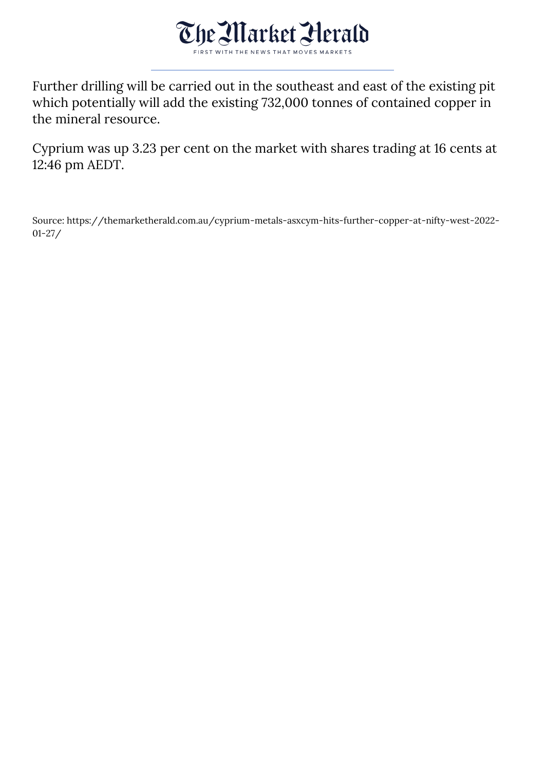Further drilling will be carried out in the southeast and east of the existing pit which potentially will add the existing 732,000 tonnes of contained copper in the mineral resource.

Cyprium was up 3.23 per cent on the market with shares trading at 16 cents at 12:46 pm AEDT.

Source: https://themarketherald.com.au/cyprium-metals-asxcym-hits-further-copper-at-nifty-west-2022-01-27/